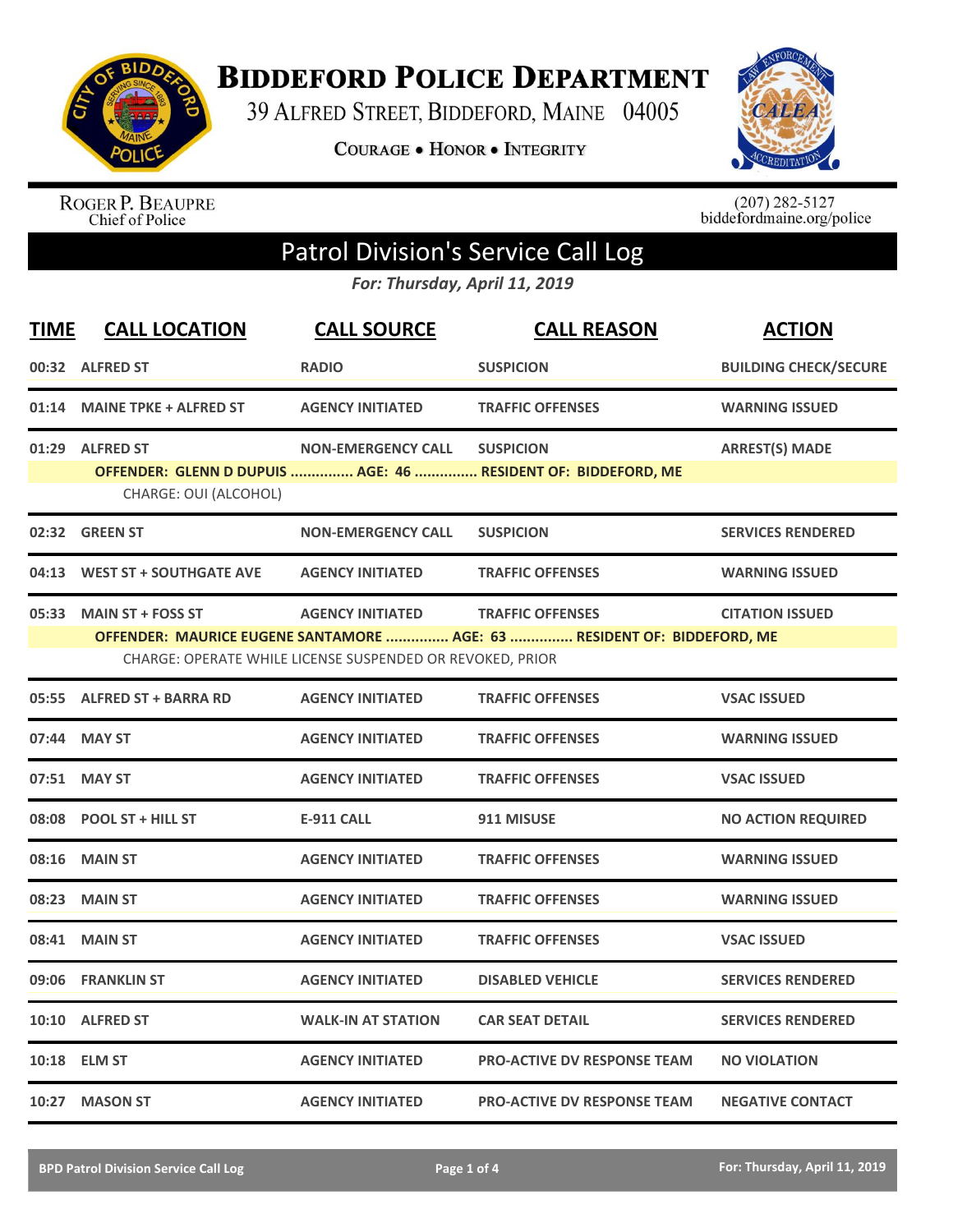# BIDDEFORD POLICE DEPARTMENT

39 ALFRED STREET, BIDDEFORD, MAINE 04005

COURAGE • HONOR • INTEGRITY

ROGER P. BEAUPRE
Chief of Police

(207) 282-5127
biddefordmaine.org/police

## Patrol Division's Service Call Log

*For: Thursday, April 11, 2019*

| TIME | CALL LOCATION | CALL SOURCE | CALL REASON | ACTION |
|---|---|---|---|---|
| 00:32 | ALFRED ST | RADIO | SUSPICION | BUILDING CHECK/SECURE |
| 01:14 | MAINE TPKE + ALFRED ST | AGENCY INITIATED | TRAFFIC OFFENSES | WARNING ISSUED |
| 01:29 | ALFRED ST | NON-EMERGENCY CALL | SUSPICION | ARREST(S) MADE |
| | OFFENDER: GLENN D DUPUIS ............... AGE: 46 ............... RESIDENT OF: BIDDEFORD, ME | | | |
| | CHARGE: OUI (ALCOHOL) | | | |
| 02:32 | GREEN ST | NON-EMERGENCY CALL | SUSPICION | SERVICES RENDERED |
| 04:13 | WEST ST + SOUTHGATE AVE | AGENCY INITIATED | TRAFFIC OFFENSES | WARNING ISSUED |
| 05:33 | MAIN ST + FOSS ST | AGENCY INITIATED | TRAFFIC OFFENSES | CITATION ISSUED |
| | OFFENDER: MAURICE EUGENE SANTAMORE ............... AGE: 63 ............... RESIDENT OF: BIDDEFORD, ME | | | |
| | CHARGE: OPERATE WHILE LICENSE SUSPENDED OR REVOKED, PRIOR | | | |
| 05:55 | ALFRED ST + BARRA RD | AGENCY INITIATED | TRAFFIC OFFENSES | VSAC ISSUED |
| 07:44 | MAY ST | AGENCY INITIATED | TRAFFIC OFFENSES | WARNING ISSUED |
| 07:51 | MAY ST | AGENCY INITIATED | TRAFFIC OFFENSES | VSAC ISSUED |
| 08:08 | POOL ST + HILL ST | E-911 CALL | 911 MISUSE | NO ACTION REQUIRED |
| 08:16 | MAIN ST | AGENCY INITIATED | TRAFFIC OFFENSES | WARNING ISSUED |
| 08:23 | MAIN ST | AGENCY INITIATED | TRAFFIC OFFENSES | WARNING ISSUED |
| 08:41 | MAIN ST | AGENCY INITIATED | TRAFFIC OFFENSES | VSAC ISSUED |
| 09:06 | FRANKLIN ST | AGENCY INITIATED | DISABLED VEHICLE | SERVICES RENDERED |
| 10:10 | ALFRED ST | WALK-IN AT STATION | CAR SEAT DETAIL | SERVICES RENDERED |
| 10:18 | ELM ST | AGENCY INITIATED | PRO-ACTIVE DV RESPONSE TEAM | NO VIOLATION |
| 10:27 | MASON ST | AGENCY INITIATED | PRO-ACTIVE DV RESPONSE TEAM | NEGATIVE CONTACT |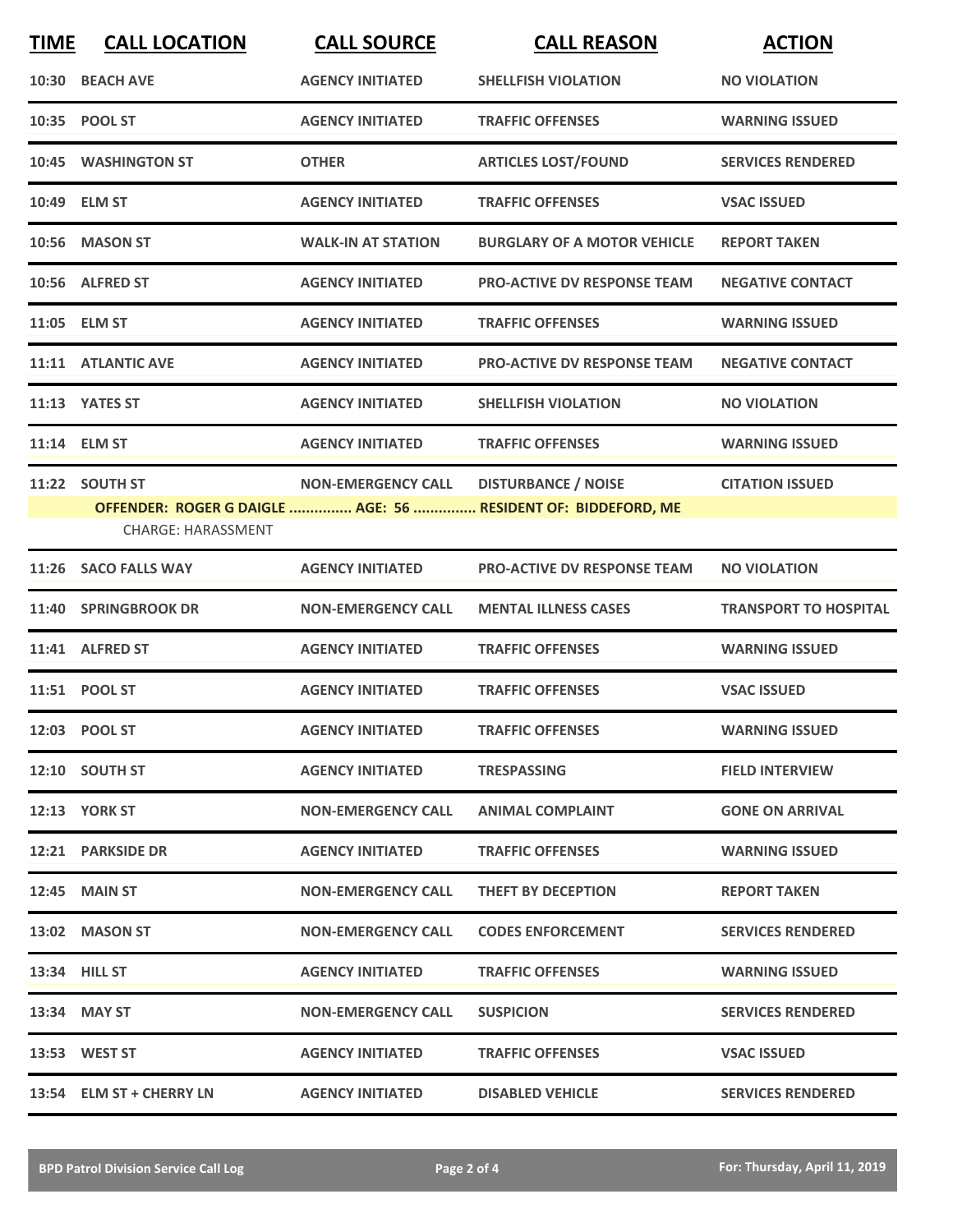| TIME | CALL LOCATION | CALL SOURCE | CALL REASON | ACTION |
|---|---|---|---|---|
| 10:30 | BEACH AVE | AGENCY INITIATED | SHELLFISH VIOLATION | NO VIOLATION |
| 10:35 | POOL ST | AGENCY INITIATED | TRAFFIC OFFENSES | WARNING ISSUED |
| 10:45 | WASHINGTON ST | OTHER | ARTICLES LOST/FOUND | SERVICES RENDERED |
| 10:49 | ELM ST | AGENCY INITIATED | TRAFFIC OFFENSES | VSAC ISSUED |
| 10:56 | MASON ST | WALK-IN AT STATION | BURGLARY OF A MOTOR VEHICLE | REPORT TAKEN |
| 10:56 | ALFRED ST | AGENCY INITIATED | PRO-ACTIVE DV RESPONSE TEAM | NEGATIVE CONTACT |
| 11:05 | ELM ST | AGENCY INITIATED | TRAFFIC OFFENSES | WARNING ISSUED |
| 11:11 | ATLANTIC AVE | AGENCY INITIATED | PRO-ACTIVE DV RESPONSE TEAM | NEGATIVE CONTACT |
| 11:13 | YATES ST | AGENCY INITIATED | SHELLFISH VIOLATION | NO VIOLATION |
| 11:14 | ELM ST | AGENCY INITIATED | TRAFFIC OFFENSES | WARNING ISSUED |
| 11:22 | SOUTH ST | NON-EMERGENCY CALL | DISTURBANCE / NOISE | CITATION ISSUED |
| | **OFFENDER: ROGER G DAIGLE ............... AGE: 56 ............... RESIDENT OF: BIDDEFORD, ME** CHARGE: HARASSMENT | | | |
| 11:26 | SACO FALLS WAY | AGENCY INITIATED | PRO-ACTIVE DV RESPONSE TEAM | NO VIOLATION |
| 11:40 | SPRINGBROOK DR | NON-EMERGENCY CALL | MENTAL ILLNESS CASES | TRANSPORT TO HOSPITAL |
| 11:41 | ALFRED ST | AGENCY INITIATED | TRAFFIC OFFENSES | WARNING ISSUED |
| 11:51 | POOL ST | AGENCY INITIATED | TRAFFIC OFFENSES | VSAC ISSUED |
| 12:03 | POOL ST | AGENCY INITIATED | TRAFFIC OFFENSES | WARNING ISSUED |
| 12:10 | SOUTH ST | AGENCY INITIATED | TRESPASSING | FIELD INTERVIEW |
| 12:13 | YORK ST | NON-EMERGENCY CALL | ANIMAL COMPLAINT | GONE ON ARRIVAL |
| 12:21 | PARKSIDE DR | AGENCY INITIATED | TRAFFIC OFFENSES | WARNING ISSUED |
| 12:45 | MAIN ST | NON-EMERGENCY CALL | THEFT BY DECEPTION | REPORT TAKEN |
| 13:02 | MASON ST | NON-EMERGENCY CALL | CODES ENFORCEMENT | SERVICES RENDERED |
| 13:34 | HILL ST | AGENCY INITIATED | TRAFFIC OFFENSES | WARNING ISSUED |
| 13:34 | MAY ST | NON-EMERGENCY CALL | SUSPICION | SERVICES RENDERED |
| 13:53 | WEST ST | AGENCY INITIATED | TRAFFIC OFFENSES | VSAC ISSUED |
| 13:54 | ELM ST + CHERRY LN | AGENCY INITIATED | DISABLED VEHICLE | SERVICES RENDERED |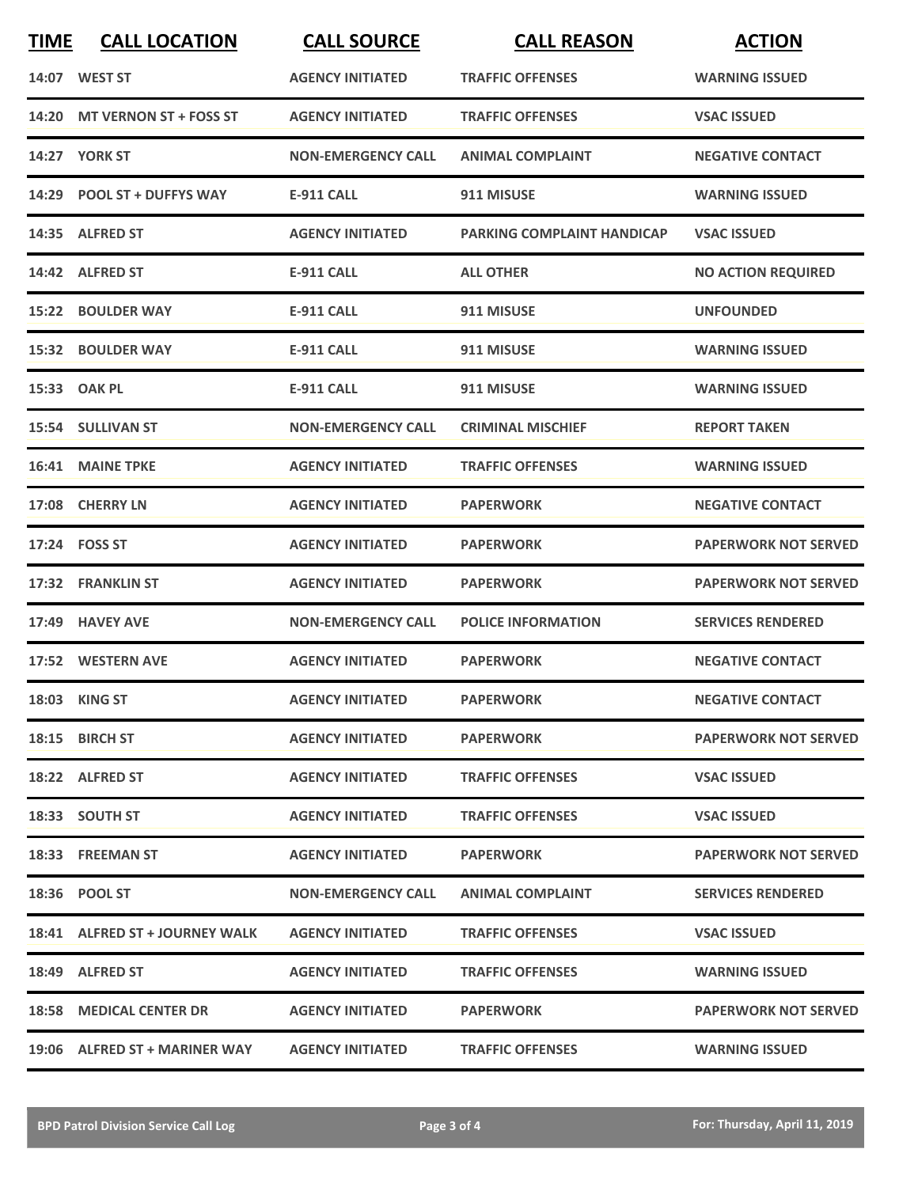| TIME | CALL LOCATION | CALL SOURCE | CALL REASON | ACTION |
|---|---|---|---|---|
| 14:07 | WEST ST | AGENCY INITIATED | TRAFFIC OFFENSES | WARNING ISSUED |
| 14:20 | MT VERNON ST + FOSS ST | AGENCY INITIATED | TRAFFIC OFFENSES | VSAC ISSUED |
| 14:27 | YORK ST | NON-EMERGENCY CALL | ANIMAL COMPLAINT | NEGATIVE CONTACT |
| 14:29 | POOL ST + DUFFYS WAY | E-911 CALL | 911 MISUSE | WARNING ISSUED |
| 14:35 | ALFRED ST | AGENCY INITIATED | PARKING COMPLAINT HANDICAP | VSAC ISSUED |
| 14:42 | ALFRED ST | E-911 CALL | ALL OTHER | NO ACTION REQUIRED |
| 15:22 | BOULDER WAY | E-911 CALL | 911 MISUSE | UNFOUNDED |
| 15:32 | BOULDER WAY | E-911 CALL | 911 MISUSE | WARNING ISSUED |
| 15:33 | OAK PL | E-911 CALL | 911 MISUSE | WARNING ISSUED |
| 15:54 | SULLIVAN ST | NON-EMERGENCY CALL | CRIMINAL MISCHIEF | REPORT TAKEN |
| 16:41 | MAINE TPKE | AGENCY INITIATED | TRAFFIC OFFENSES | WARNING ISSUED |
| 17:08 | CHERRY LN | AGENCY INITIATED | PAPERWORK | NEGATIVE CONTACT |
| 17:24 | FOSS ST | AGENCY INITIATED | PAPERWORK | PAPERWORK NOT SERVED |
| 17:32 | FRANKLIN ST | AGENCY INITIATED | PAPERWORK | PAPERWORK NOT SERVED |
| 17:49 | HAVEY AVE | NON-EMERGENCY CALL | POLICE INFORMATION | SERVICES RENDERED |
| 17:52 | WESTERN AVE | AGENCY INITIATED | PAPERWORK | NEGATIVE CONTACT |
| 18:03 | KING ST | AGENCY INITIATED | PAPERWORK | NEGATIVE CONTACT |
| 18:15 | BIRCH ST | AGENCY INITIATED | PAPERWORK | PAPERWORK NOT SERVED |
| 18:22 | ALFRED ST | AGENCY INITIATED | TRAFFIC OFFENSES | VSAC ISSUED |
| 18:33 | SOUTH ST | AGENCY INITIATED | TRAFFIC OFFENSES | VSAC ISSUED |
| 18:33 | FREEMAN ST | AGENCY INITIATED | PAPERWORK | PAPERWORK NOT SERVED |
| 18:36 | POOL ST | NON-EMERGENCY CALL | ANIMAL COMPLAINT | SERVICES RENDERED |
| 18:41 | ALFRED ST + JOURNEY WALK | AGENCY INITIATED | TRAFFIC OFFENSES | VSAC ISSUED |
| 18:49 | ALFRED ST | AGENCY INITIATED | TRAFFIC OFFENSES | WARNING ISSUED |
| 18:58 | MEDICAL CENTER DR | AGENCY INITIATED | PAPERWORK | PAPERWORK NOT SERVED |
| 19:06 | ALFRED ST + MARINER WAY | AGENCY INITIATED | TRAFFIC OFFENSES | WARNING ISSUED |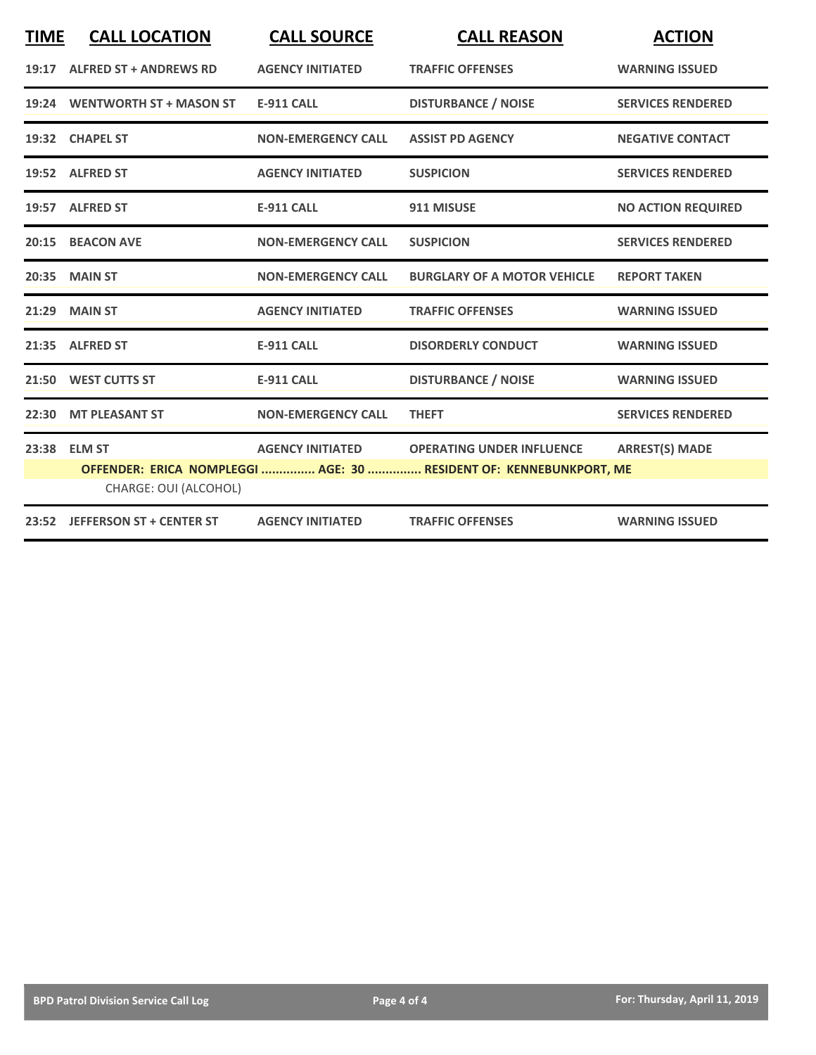| TIME | CALL LOCATION | CALL SOURCE | CALL REASON | ACTION |
|---|---|---|---|---|
| 19:17 | ALFRED ST + ANDREWS RD | AGENCY INITIATED | TRAFFIC OFFENSES | WARNING ISSUED |
| 19:24 | WENTWORTH ST + MASON ST | E-911 CALL | DISTURBANCE / NOISE | SERVICES RENDERED |
| 19:32 | CHAPEL ST | NON-EMERGENCY CALL | ASSIST PD AGENCY | NEGATIVE CONTACT |
| 19:52 | ALFRED ST | AGENCY INITIATED | SUSPICION | SERVICES RENDERED |
| 19:57 | ALFRED ST | E-911 CALL | 911 MISUSE | NO ACTION REQUIRED |
| 20:15 | BEACON AVE | NON-EMERGENCY CALL | SUSPICION | SERVICES RENDERED |
| 20:35 | MAIN ST | NON-EMERGENCY CALL | BURGLARY OF A MOTOR VEHICLE | REPORT TAKEN |
| 21:29 | MAIN ST | AGENCY INITIATED | TRAFFIC OFFENSES | WARNING ISSUED |
| 21:35 | ALFRED ST | E-911 CALL | DISORDERLY CONDUCT | WARNING ISSUED |
| 21:50 | WEST CUTTS ST | E-911 CALL | DISTURBANCE / NOISE | WARNING ISSUED |
| 22:30 | MT PLEASANT ST | NON-EMERGENCY CALL | THEFT | SERVICES RENDERED |
| 23:38 | ELM ST | AGENCY INITIATED | OPERATING UNDER INFLUENCE | ARREST(S) MADE |
| | OFFENDER: ERICA NOMPLEGGI ............... AGE: 30 ............... RESIDENT OF: KENNEBUNKPORT, ME | | | |
| | CHARGE: OUI (ALCOHOL) | | | |
| 23:52 | JEFFERSON ST + CENTER ST | AGENCY INITIATED | TRAFFIC OFFENSES | WARNING ISSUED |

BPD Patrol Division Service Call Log — For: Thursday, April 11, 2019